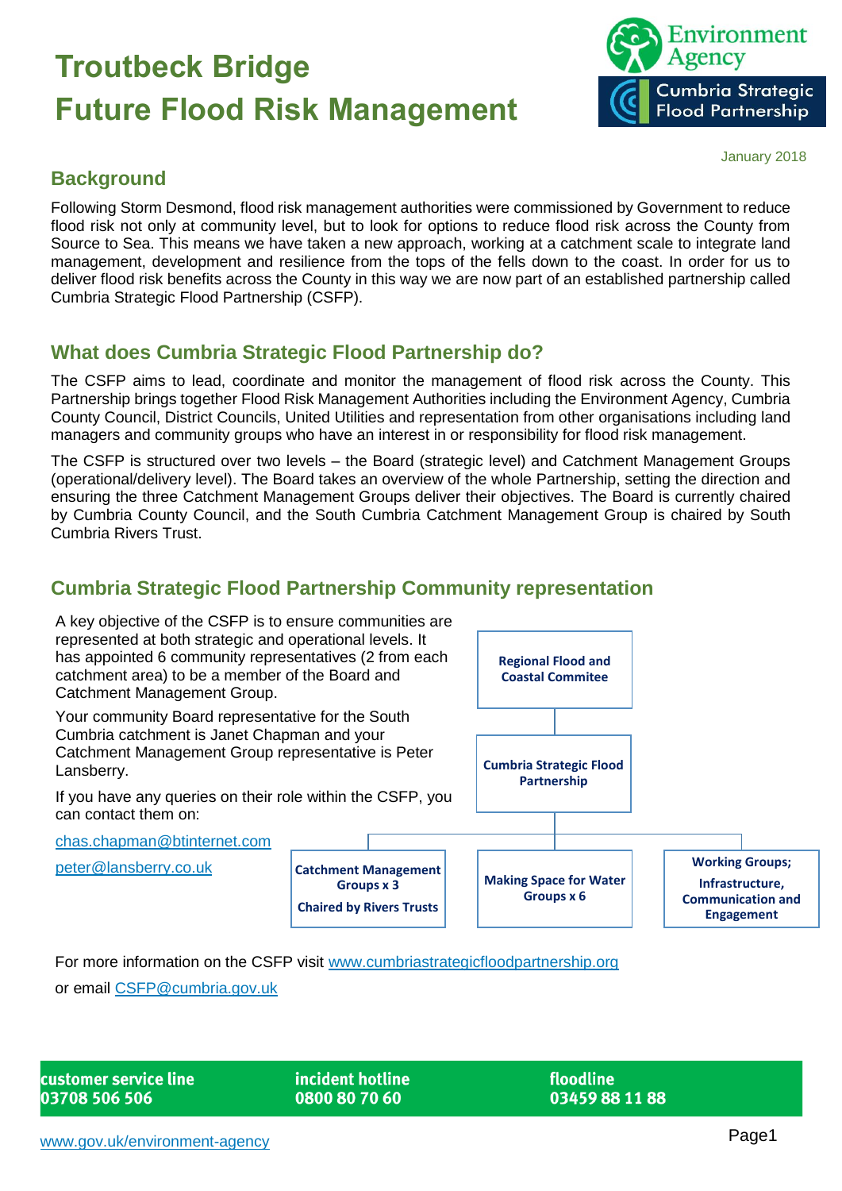# Troutbeck Bridge
# Future Flood Risk Management

January 2018

## Background

Following Storm Desmond, flood risk management authorities were commissioned by Government to reduce flood risk not only at community level, but to look for options to reduce flood risk across the County from Source to Sea. This means we have taken a new approach, working at a catchment scale to integrate land management, development and resilience from the tops of the fells down to the coast. In order for us to deliver flood risk benefits across the County in this way we are now part of an established partnership called Cumbria Strategic Flood Partnership (CSFP).

## What does Cumbria Strategic Flood Partnership do?

The CSFP aims to lead, coordinate and monitor the management of flood risk across the County. This Partnership brings together Flood Risk Management Authorities including the Environment Agency, Cumbria County Council, District Councils, United Utilities and representation from other organisations including land managers and community groups who have an interest in or responsibility for flood risk management.

The CSFP is structured over two levels – the Board (strategic level) and Catchment Management Groups (operational/delivery level). The Board takes an overview of the whole Partnership, setting the direction and ensuring the three Catchment Management Groups deliver their objectives. The Board is currently chaired by Cumbria County Council, and the South Cumbria Catchment Management Group is chaired by South Cumbria Rivers Trust.

## Cumbria Strategic Flood Partnership Community representation

A key objective of the CSFP is to ensure communities are represented at both strategic and operational levels. It has appointed 6 community representatives (2 from each catchment area) to be a member of the Board and Catchment Management Group.

Your community Board representative for the South Cumbria catchment is Janet Chapman and your Catchment Management Group representative is Peter Lansberry.

If you have any queries on their role within the CSFP, you can contact them on:

chas.chapman@btinternet.com

peter@lansberry.co.uk

- **Regional Flood and Coastal Commitee**
  - **Cumbria Strategic Flood Partnership**
    - **Catchment Management Groups x 3 – Chaired by Rivers Trusts**
    - **Making Space for Water Groups x 6**
    - **Working Groups; Infrastructure, Communication and Engagement**

For more information on the CSFP visit www.cumbriastrategicfloodpartnership.org

or email CSFP@cumbria.gov.uk

**customer service line** 03708 506 506 | **incident hotline** 0800 80 70 60 | **floodline** 03459 88 11 88

www.gov.uk/environment-agency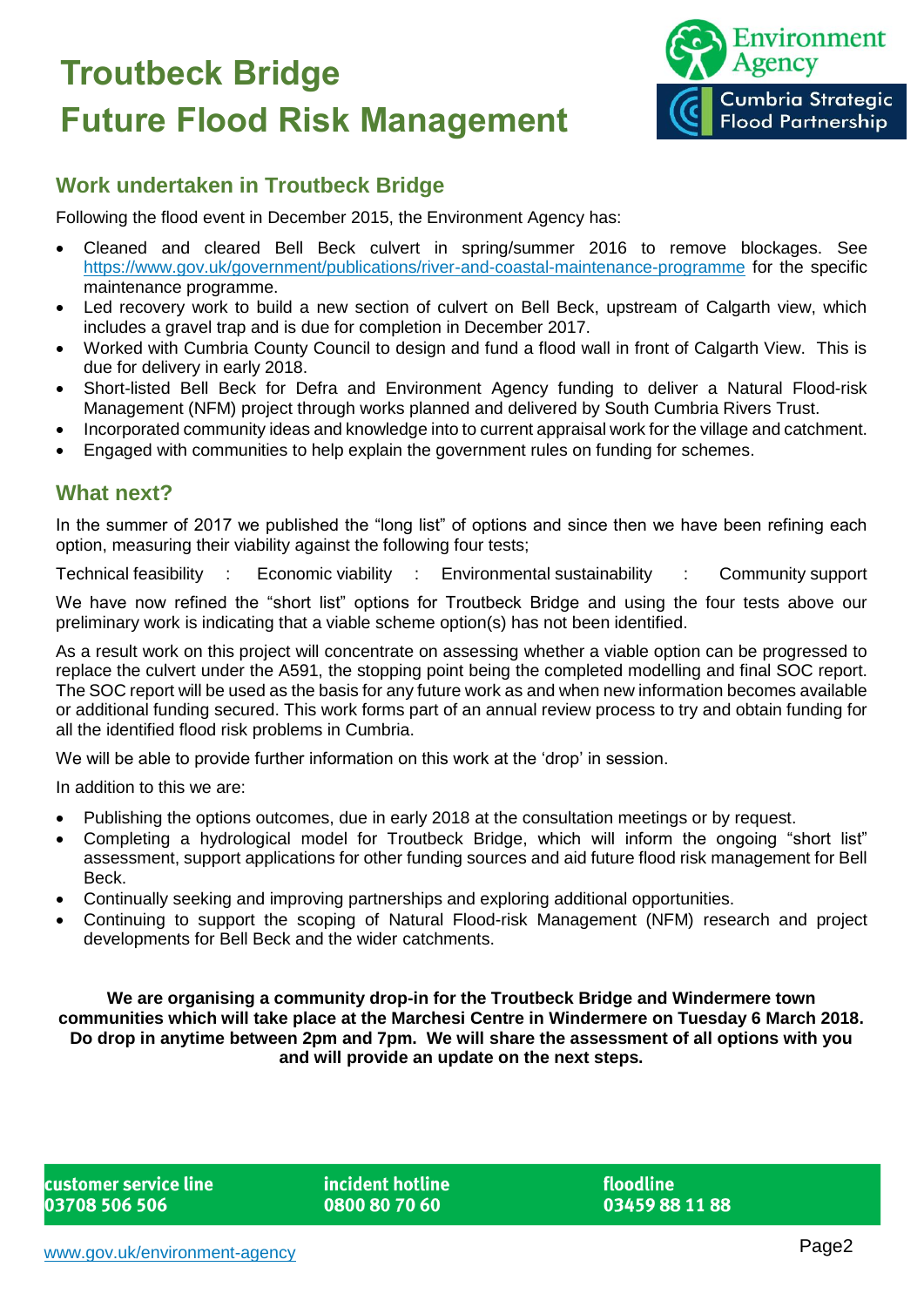# Troutbeck Bridge
# Future Flood Risk Management

## Work undertaken in Troutbeck Bridge

Following the flood event in December 2015, the Environment Agency has:

- Cleaned and cleared Bell Beck culvert in spring/summer 2016 to remove blockages. See https://www.gov.uk/government/publications/river-and-coastal-maintenance-programme for the specific maintenance programme.
- Led recovery work to build a new section of culvert on Bell Beck, upstream of Calgarth view, which includes a gravel trap and is due for completion in December 2017.
- Worked with Cumbria County Council to design and fund a flood wall in front of Calgarth View. This is due for delivery in early 2018.
- Short-listed Bell Beck for Defra and Environment Agency funding to deliver a Natural Flood-risk Management (NFM) project through works planned and delivered by South Cumbria Rivers Trust.
- Incorporated community ideas and knowledge into to current appraisal work for the village and catchment.
- Engaged with communities to help explain the government rules on funding for schemes.

## What next?

In the summer of 2017 we published the "long list" of options and since then we have been refining each option, measuring their viability against the following four tests;

Technical feasibility : Economic viability : Environmental sustainability : Community support

We have now refined the "short list" options for Troutbeck Bridge and using the four tests above our preliminary work is indicating that a viable scheme option(s) has not been identified.

As a result work on this project will concentrate on assessing whether a viable option can be progressed to replace the culvert under the A591, the stopping point being the completed modelling and final SOC report. The SOC report will be used as the basis for any future work as and when new information becomes available or additional funding secured. This work forms part of an annual review process to try and obtain funding for all the identified flood risk problems in Cumbria.

We will be able to provide further information on this work at the 'drop' in session.

In addition to this we are:

- Publishing the options outcomes, due in early 2018 at the consultation meetings or by request.
- Completing a hydrological model for Troutbeck Bridge, which will inform the ongoing "short list" assessment, support applications for other funding sources and aid future flood risk management for Bell Beck.
- Continually seeking and improving partnerships and exploring additional opportunities.
- Continuing to support the scoping of Natural Flood-risk Management (NFM) research and project developments for Bell Beck and the wider catchments.

**We are organising a community drop-in for the Troutbeck Bridge and Windermere town communities which will take place at the Marchesi Centre in Windermere on Tuesday 6 March 2018. Do drop in anytime between 2pm and 7pm. We will share the assessment of all options with you and will provide an update on the next steps.**

**customer service line**
**03708 506 506**

**incident hotline**
**0800 80 70 60**

**floodline**
**03459 88 11 88**

www.gov.uk/environment-agency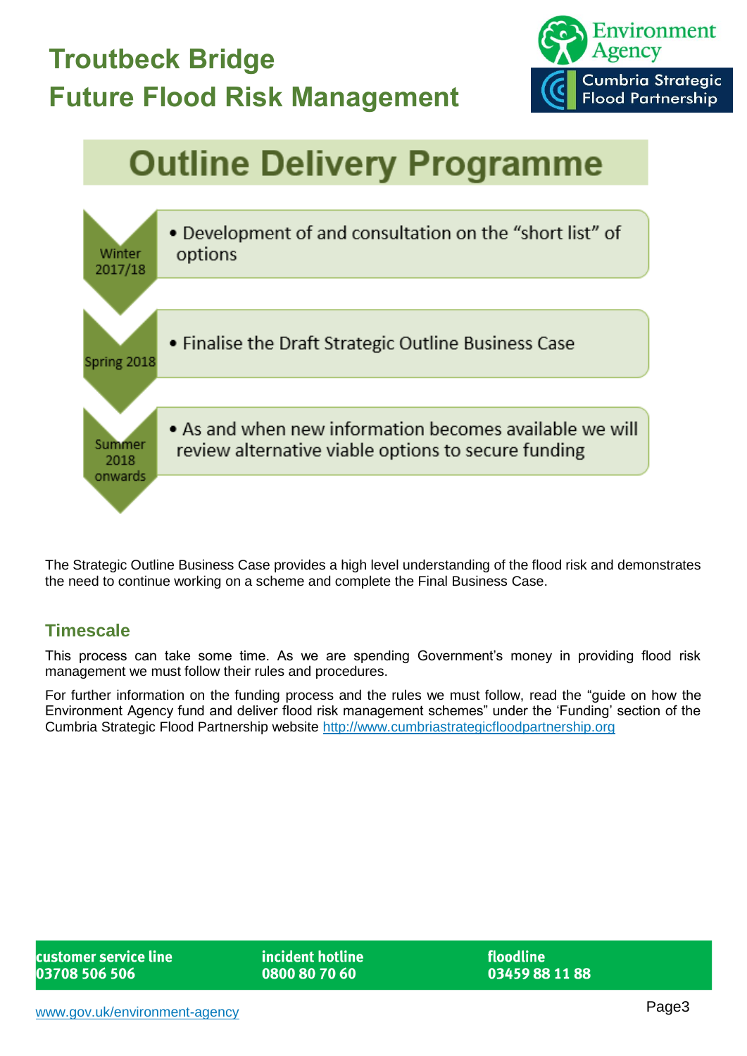# Troutbeck Bridge

# Future Flood Risk Management

## Outline Delivery Programme

- **Winter 2017/18**
  - Development of and consultation on the “short list” of options
- **Spring 2018**
  - Finalise the Draft Strategic Outline Business Case
- **Summer 2018 onwards**
  - As and when new information becomes available we will review alternative viable options to secure funding

The Strategic Outline Business Case provides a high level understanding of the flood risk and demonstrates the need to continue working on a scheme and complete the Final Business Case.

## Timescale

This process can take some time. As we are spending Government’s money in providing flood risk management we must follow their rules and procedures.

For further information on the funding process and the rules we must follow, read the “guide on how the Environment Agency fund and deliver flood risk management schemes” under the ‘Funding’ section of the Cumbria Strategic Flood Partnership website http://www.cumbriastrategicfloodpartnership.org

**customer service line** 03708 506 506 | **incident hotline** 0800 80 70 60 | **floodline** 03459 88 11 88

www.gov.uk/environment-agency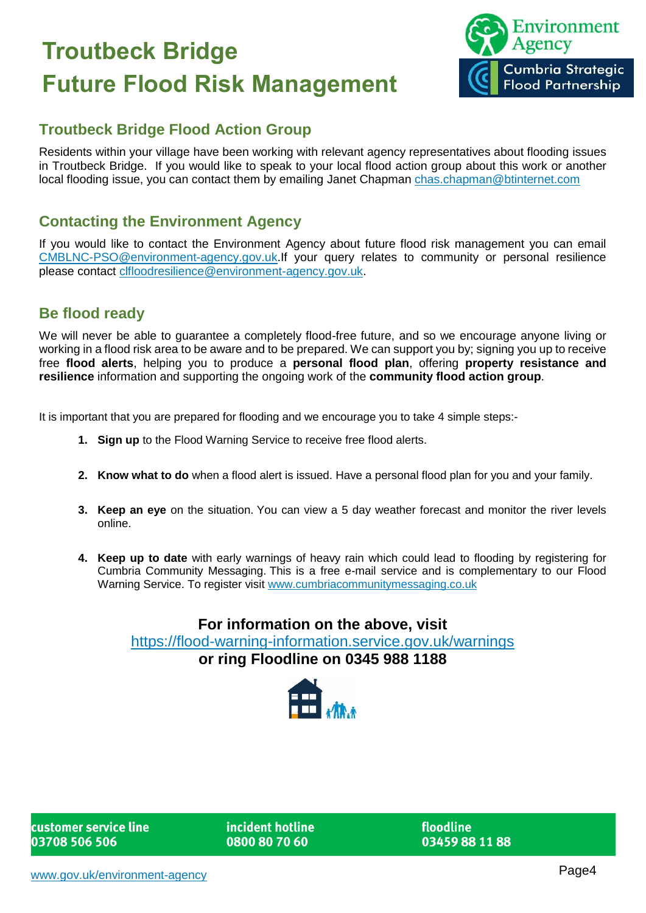# Troutbeck Bridge
# Future Flood Risk Management

## Troutbeck Bridge Flood Action Group

Residents within your village have been working with relevant agency representatives about flooding issues in Troutbeck Bridge. If you would like to speak to your local flood action group about this work or another local flooding issue, you can contact them by emailing Janet Chapman chas.chapman@btinternet.com

## Contacting the Environment Agency

If you would like to contact the Environment Agency about future flood risk management you can email CMBLNC-PSO@environment-agency.gov.uk.If your query relates to community or personal resilience please contact clfloodresilience@environment-agency.gov.uk.

## Be flood ready

We will never be able to guarantee a completely flood-free future, and so we encourage anyone living or working in a flood risk area to be aware and to be prepared. We can support you by; signing you up to receive free **flood alerts**, helping you to produce a **personal flood plan**, offering **property resistance and resilience** information and supporting the ongoing work of the **community flood action group**.

It is important that you are prepared for flooding and we encourage you to take 4 simple steps:-

1. **Sign up** to the Flood Warning Service to receive free flood alerts.
2. **Know what to do** when a flood alert is issued. Have a personal flood plan for you and your family.
3. **Keep an eye** on the situation. You can view a 5 day weather forecast and monitor the river levels online.
4. **Keep up to date** with early warnings of heavy rain which could lead to flooding by registering for Cumbria Community Messaging. This is a free e-mail service and is complementary to our Flood Warning Service. To register visit www.cumbriacommunitymessaging.co.uk

**For information on the above, visit**
https://flood-warning-information.service.gov.uk/warnings
**or ring Floodline on 0345 988 1188**

**customer service line**
**03708 506 506**

**incident hotline**
**0800 80 70 60**

**floodline**
**03459 88 11 88**

www.gov.uk/environment-agency